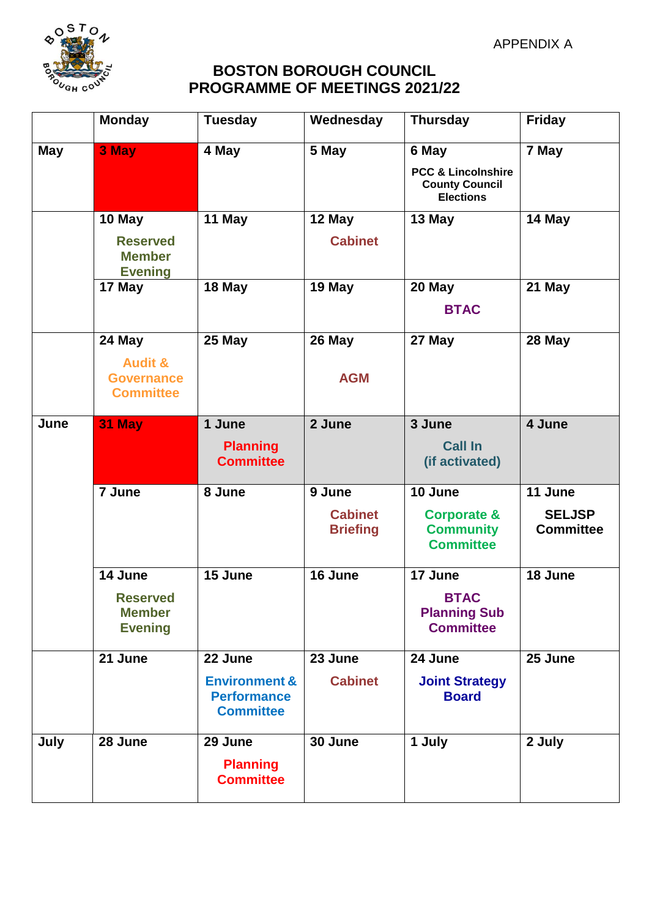APPENDIX A

# BOSTON BOROUGH COUNCIL
# PROGRAMME OF MEETINGS 2021/22

| | Monday | Tuesday | Wednesday | Thursday | Friday |
|---|---|---|---|---|---|
| May | 3 May | 4 May | 5 May | 6 May<br>PCC & Lincolnshire County Council Elections | 7 May |
| | 10 May<br>Reserved Member Evening | 11 May | 12 May<br>Cabinet | 13 May | 14 May |
| | 17 May | 18 May | 19 May | 20 May<br>BTAC | 21 May |
| | 24 May<br>Audit & Governance Committee | 25 May | 26 May<br>AGM | 27 May | 28 May |
| June | 31 May | 1 June<br>Planning Committee | 2 June | 3 June<br>Call In<br>(if activated) | 4 June |
| | 7 June | 8 June | 9 June<br>Cabinet Briefing | 10 June<br>Corporate & Community Committee | 11 June<br>SELJSP Committee |
| | 14 June<br>Reserved Member Evening | 15 June | 16 June | 17 June<br>BTAC Planning Sub Committee | 18 June |
| | 21 June | 22 June<br>Environment & Performance Committee | 23 June<br>Cabinet | 24 June<br>Joint Strategy Board | 25 June |
| July | 28 June | 29 June<br>Planning Committee | 30 June | 1 July | 2 July |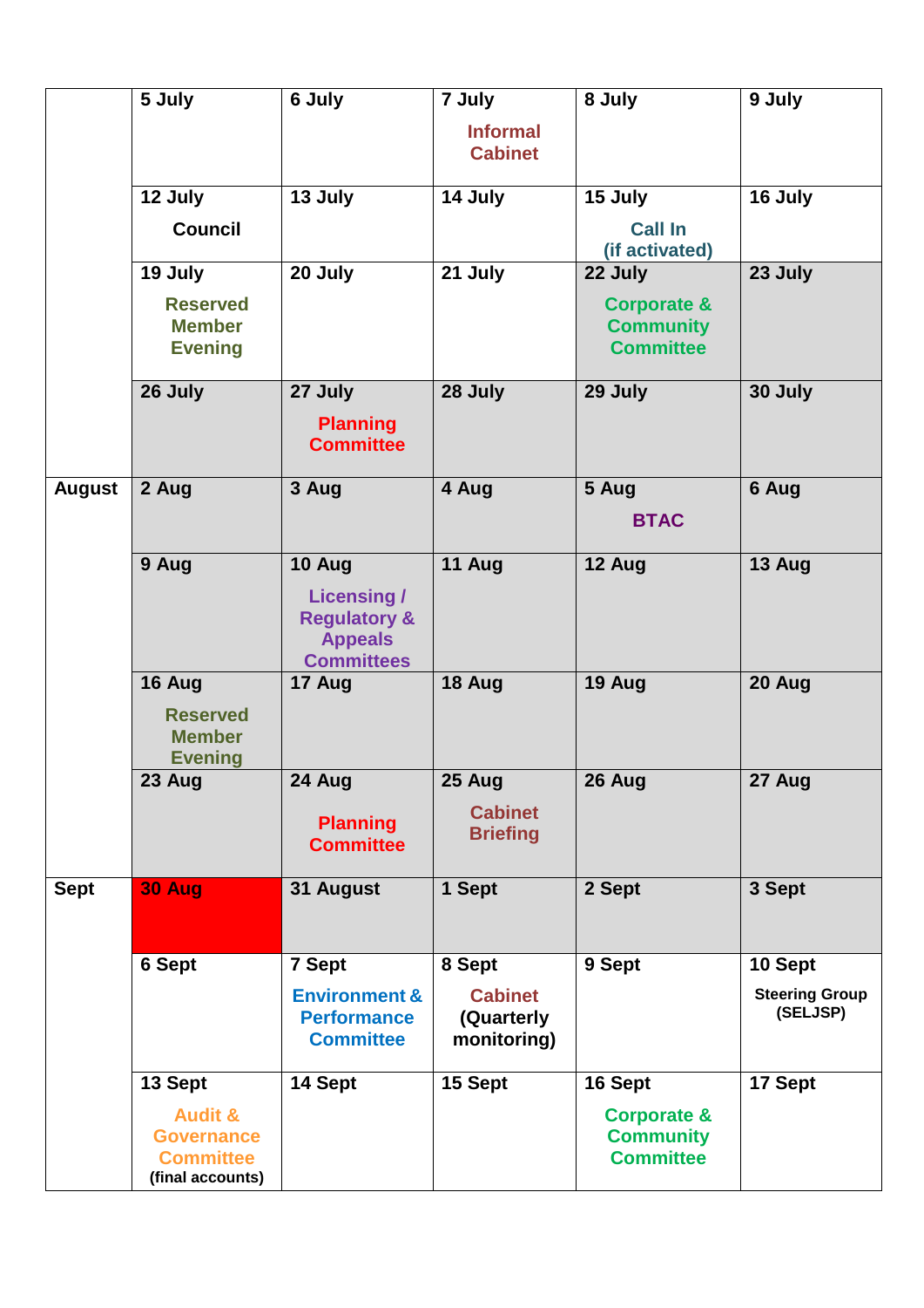| | 5 July | 6 July | 7 July<br>Informal Cabinet | 8 July | 9 July |
|---|---|---|---|---|---|
| | 12 July<br>Council | 13 July | 14 July | 15 July<br>Call In (if activated) | 16 July |
| | 19 July<br>Reserved Member Evening | 20 July | 21 July | 22 July<br>Corporate & Community Committee | 23 July |
| | 26 July | 27 July<br>Planning Committee | 28 July | 29 July | 30 July |
| August | 2 Aug | 3 Aug | 4 Aug | 5 Aug<br>BTAC | 6 Aug |
| | 9 Aug | 10 Aug<br>Licensing / Regulatory & Appeals Committees | 11 Aug | 12 Aug | 13 Aug |
| | 16 Aug<br>Reserved Member Evening | 17 Aug | 18 Aug | 19 Aug | 20 Aug |
| | 23 Aug | 24 Aug<br>Planning Committee | 25 Aug<br>Cabinet Briefing | 26 Aug | 27 Aug |
| Sept | 30 Aug | 31 August | 1 Sept | 2 Sept | 3 Sept |
| | 6 Sept | 7 Sept<br>Environment & Performance Committee | 8 Sept<br>Cabinet (Quarterly monitoring) | 9 Sept | 10 Sept<br>Steering Group (SELJSP) |
| | 13 Sept<br>Audit & Governance Committee (final accounts) | 14 Sept | 15 Sept | 16 Sept<br>Corporate & Community Committee | 17 Sept |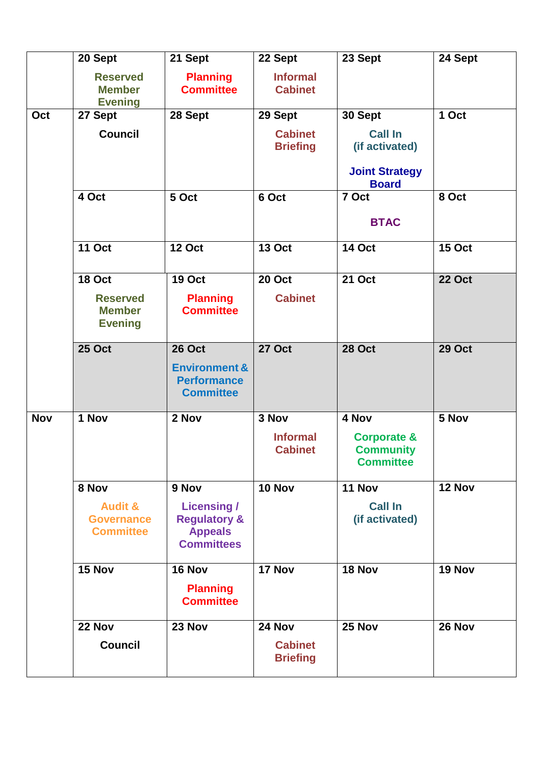| | | | | | |
|---|---|---|---|---|---|
| | 20 Sept<br>Reserved Member Evening | 21 Sept<br>Planning Committee | 22 Sept<br>Informal Cabinet | 23 Sept | 24 Sept |
| Oct | 27 Sept<br>Council | 28 Sept | 29 Sept<br>Cabinet Briefing | 30 Sept<br>Call In (if activated)<br>Joint Strategy Board | 1 Oct |
| | 4 Oct | 5 Oct | 6 Oct | 7 Oct<br>BTAC | 8 Oct |
| | 11 Oct | 12 Oct | 13 Oct | 14 Oct | 15 Oct |
| | 18 Oct<br>Reserved Member Evening | 19 Oct<br>Planning Committee | 20 Oct<br>Cabinet | 21 Oct | 22 Oct |
| | 25 Oct | 26 Oct<br>Environment & Performance Committee | 27 Oct | 28 Oct | 29 Oct |
| Nov | 1 Nov | 2 Nov | 3 Nov<br>Informal Cabinet | 4 Nov<br>Corporate & Community Committee | 5 Nov |
| | 8 Nov<br>Audit & Governance Committee | 9 Nov<br>Licensing / Regulatory & Appeals Committees | 10 Nov | 11 Nov<br>Call In (if activated) | 12 Nov |
| | 15 Nov | 16 Nov<br>Planning Committee | 17 Nov | 18 Nov | 19 Nov |
| | 22 Nov<br>Council | 23 Nov | 24 Nov<br>Cabinet Briefing | 25 Nov | 26 Nov |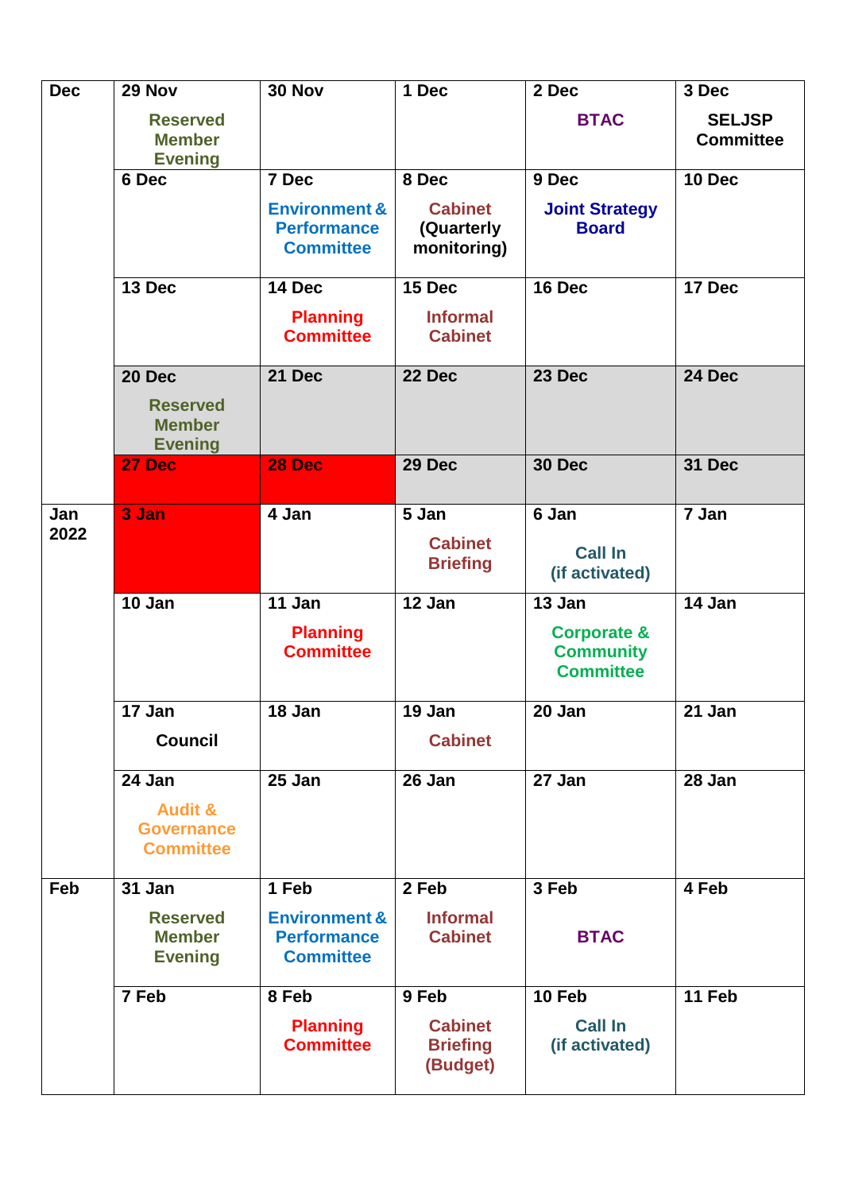| Dec | 29 Nov<br>Reserved Member Evening | 30 Nov | 1 Dec | 2 Dec<br>BTAC | 3 Dec<br>SELJSP Committee |
|---|---|---|---|---|---|
| | 6 Dec | 7 Dec<br>Environment & Performance Committee | 8 Dec<br>Cabinet (Quarterly monitoring) | 9 Dec<br>Joint Strategy Board | 10 Dec |
| | 13 Dec | 14 Dec<br>Planning Committee | 15 Dec<br>Informal Cabinet | 16 Dec | 17 Dec |
| | 20 Dec<br>Reserved Member Evening | 21 Dec | 22 Dec | 23 Dec | 24 Dec |
| | 27 Dec | 28 Dec | 29 Dec | 30 Dec | 31 Dec |
| Jan 2022 | 3 Jan | 4 Jan | 5 Jan<br>Cabinet Briefing | 6 Jan<br>Call In (if activated) | 7 Jan |
| | 10 Jan | 11 Jan<br>Planning Committee | 12 Jan | 13 Jan<br>Corporate & Community Committee | 14 Jan |
| | 17 Jan<br>Council | 18 Jan | 19 Jan<br>Cabinet | 20 Jan | 21 Jan |
| | 24 Jan<br>Audit & Governance Committee | 25 Jan | 26 Jan | 27 Jan | 28 Jan |
| Feb | 31 Jan<br>Reserved Member Evening | 1 Feb<br>Environment & Performance Committee | 2 Feb<br>Informal Cabinet | 3 Feb<br>BTAC | 4 Feb |
| | 7 Feb | 8 Feb<br>Planning Committee | 9 Feb<br>Cabinet Briefing (Budget) | 10 Feb<br>Call In (if activated) | 11 Feb |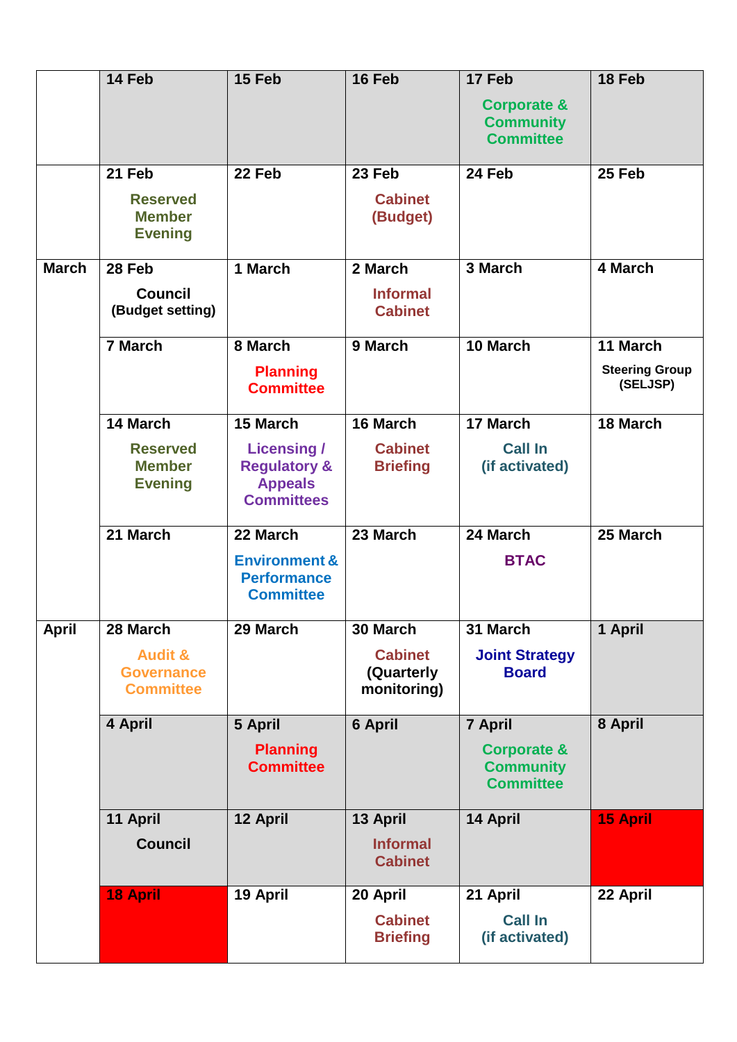| | 14 Feb | 15 Feb | 16 Feb | 17 Feb<br>Corporate & Community Committee | 18 Feb |
|---|---|---|---|---|---|
| | 21 Feb<br>Reserved Member Evening | 22 Feb | 23 Feb<br>Cabinet (Budget) | 24 Feb | 25 Feb |
| March | 28 Feb<br>Council (Budget setting) | 1 March | 2 March<br>Informal Cabinet | 3 March | 4 March |
| | 7 March | 8 March<br>Planning Committee | 9 March | 10 March | 11 March<br>Steering Group (SELJSP) |
| | 14 March<br>Reserved Member Evening | 15 March<br>Licensing / Regulatory & Appeals Committees | 16 March<br>Cabinet Briefing | 17 March<br>Call In (if activated) | 18 March |
| | 21 March | 22 March<br>Environment & Performance Committee | 23 March | 24 March<br>BTAC | 25 March |
| April | 28 March<br>Audit & Governance Committee | 29 March | 30 March<br>Cabinet (Quarterly monitoring) | 31 March<br>Joint Strategy Board | 1 April |
| | 4 April | 5 April<br>Planning Committee | 6 April | 7 April<br>Corporate & Community Committee | 8 April |
| | 11 April<br>Council | 12 April | 13 April<br>Informal Cabinet | 14 April | 15 April |
| | 18 April | 19 April | 20 April<br>Cabinet Briefing | 21 April<br>Call In (if activated) | 22 April |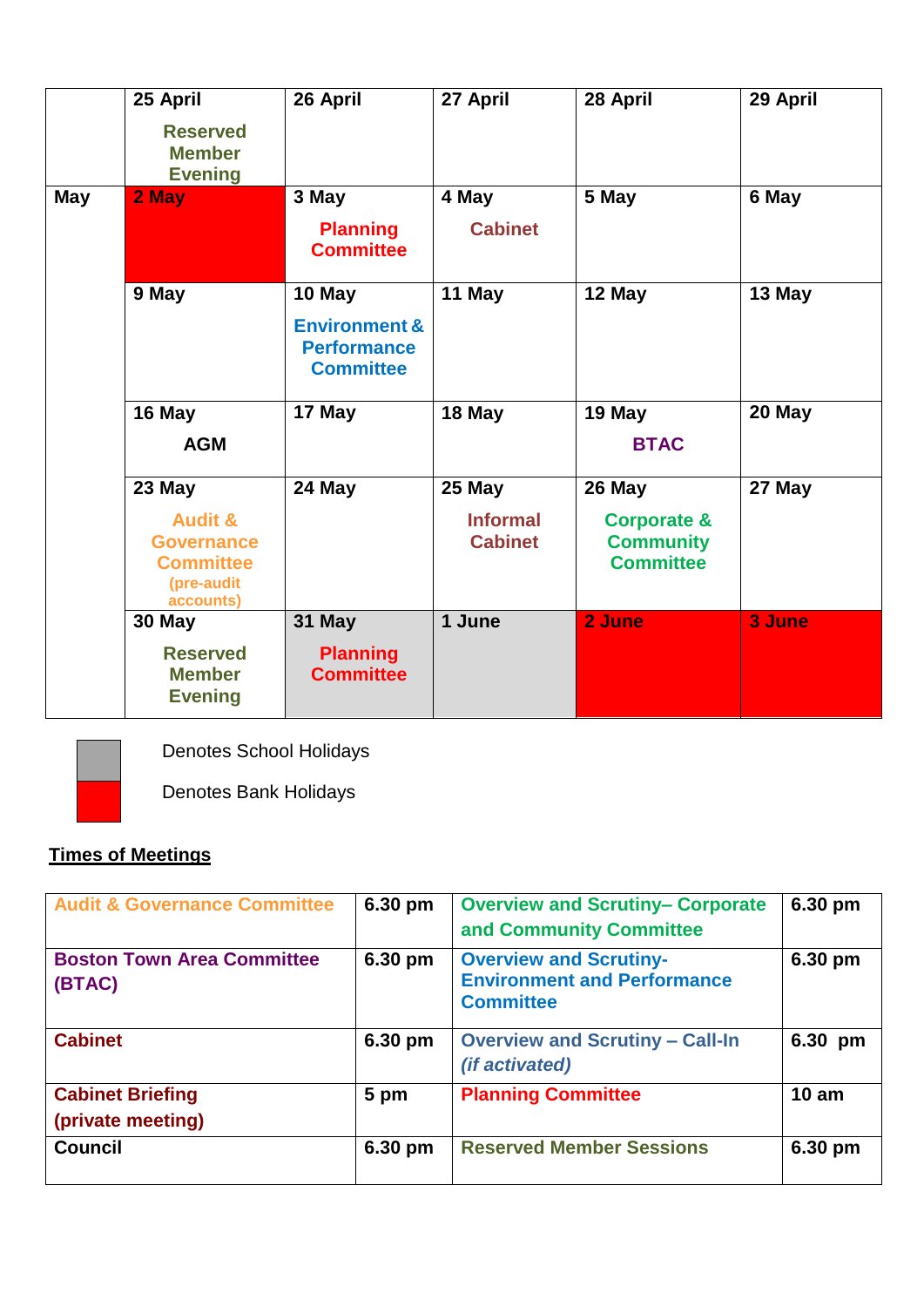| | | | | | |
|---|---|---|---|---|---|
| | 25 April<br>Reserved Member Evening | 26 April | 27 April | 28 April | 29 April |
| May | 2 May | 3 May<br>Planning Committee | 4 May<br>Cabinet | 5 May | 6 May |
| | 9 May | 10 May<br>Environment & Performance Committee | 11 May | 12 May | 13 May |
| | 16 May<br>AGM | 17 May | 18 May | 19 May<br>BTAC | 20 May |
| | 23 May<br>Audit & Governance Committee (pre-audit accounts) | 24 May | 25 May<br>Informal Cabinet | 26 May<br>Corporate & Community Committee | 27 May |
| | 30 May<br>Reserved Member Evening | 31 May<br>Planning Committee | 1 June | 2 June | 3 June |

Denotes School Holidays

Denotes Bank Holidays

**Times of Meetings**

| | | | |
|---|---|---|---|
| Audit & Governance Committee | 6.30 pm | Overview and Scrutiny– Corporate and Community Committee | 6.30 pm |
| Boston Town Area Committee (BTAC) | 6.30 pm | Overview and Scrutiny- Environment and Performance Committee | 6.30 pm |
| Cabinet | 6.30 pm | Overview and Scrutiny – Call-In *(if activated)* | 6.30 pm |
| Cabinet Briefing (private meeting) | 5 pm | Planning Committee | 10 am |
| Council | 6.30 pm | Reserved Member Sessions | 6.30 pm |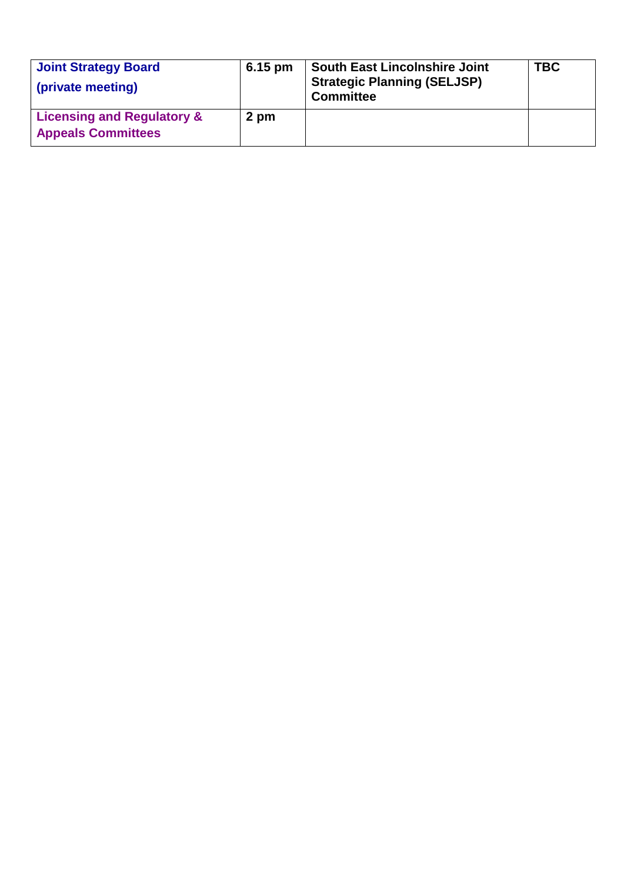| | | | |
|---|---|---|---|
| **Joint Strategy Board (private meeting)** | **6.15 pm** | **South East Lincolnshire Joint Strategic Planning (SELJSP) Committee** | **TBC** |
| **Licensing and Regulatory & Appeals Committees** | **2 pm** | | |